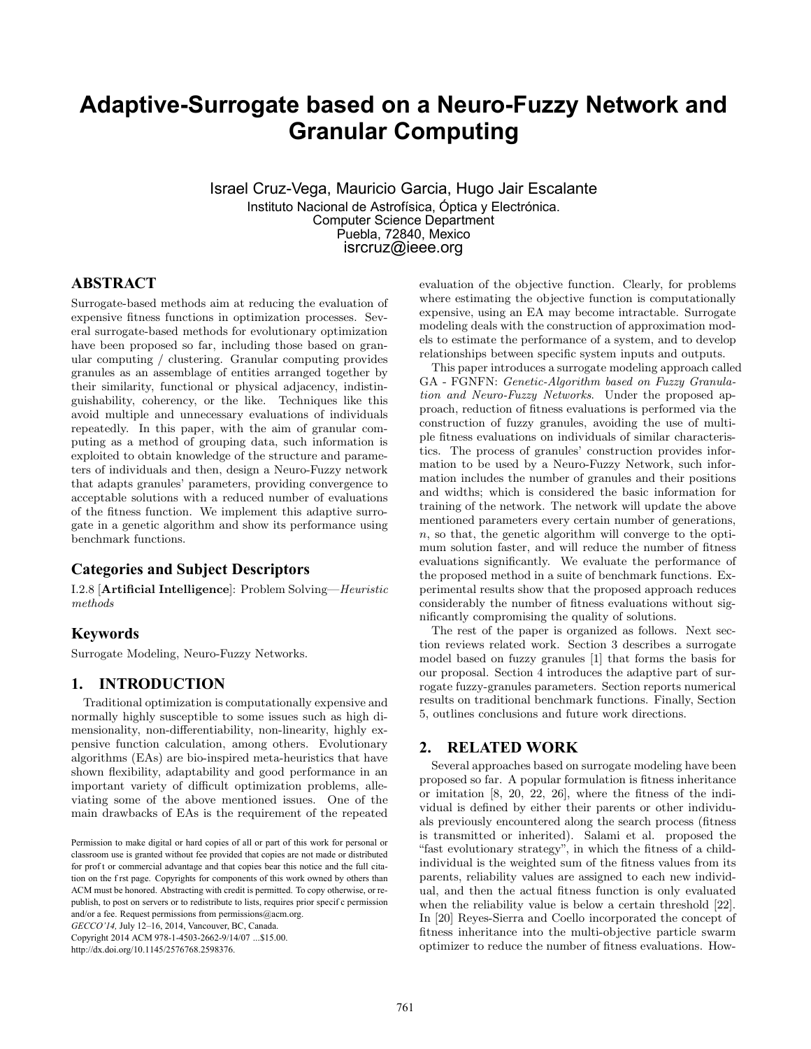# Adaptive-Surrogate based on a Neuro-Fuzzy Network and Granular Computing

Israel Cruz-Vega, Mauricio Garcia, Hugo Jair Escalante
Instituto Nacional de Astrofísica, Óptica y Electrónica.
Computer Science Department
Puebla, 72840, Mexico
isrcruz@ieee.org

## ABSTRACT

Surrogate-based methods aim at reducing the evaluation of expensive fitness functions in optimization processes. Several surrogate-based methods for evolutionary optimization have been proposed so far, including those based on granular computing / clustering. Granular computing provides granules as an assemblage of entities arranged together by their similarity, functional or physical adjacency, indistinguishability, coherency, or the like. Techniques like this avoid multiple and unnecessary evaluations of individuals repeatedly. In this paper, with the aim of granular computing as a method of grouping data, such information is exploited to obtain knowledge of the structure and parameters of individuals and then, design a Neuro-Fuzzy network that adapts granules' parameters, providing convergence to acceptable solutions with a reduced number of evaluations of the fitness function. We implement this adaptive surrogate in a genetic algorithm and show its performance using benchmark functions.

### Categories and Subject Descriptors

I.2.8 [**Artificial Intelligence**]: Problem Solving—*Heuristic methods*

### Keywords

Surrogate Modeling, Neuro-Fuzzy Networks.

## 1. INTRODUCTION

Traditional optimization is computationally expensive and normally highly susceptible to some issues such as high dimensionality, non-differentiability, non-linearity, highly expensive function calculation, among others. Evolutionary algorithms (EAs) are bio-inspired meta-heuristics that have shown flexibility, adaptability and good performance in an important variety of difficult optimization problems, alleviating some of the above mentioned issues. One of the main drawbacks of EAs is the requirement of the repeated evaluation of the objective function. Clearly, for problems where estimating the objective function is computationally expensive, using an EA may become intractable. Surrogate modeling deals with the construction of approximation models to estimate the performance of a system, and to develop relationships between specific system inputs and outputs.

This paper introduces a surrogate modeling approach called GA - FGNFN: *Genetic-Algorithm based on Fuzzy Granulation and Neuro-Fuzzy Networks*. Under the proposed approach, reduction of fitness evaluations is performed via the construction of fuzzy granules, avoiding the use of multiple fitness evaluations on individuals of similar characteristics. The process of granules' construction provides information to be used by a Neuro-Fuzzy Network, such information includes the number of granules and their positions and widths; which is considered the basic information for training of the network. The network will update the above mentioned parameters every certain number of generations, $n$, so that, the genetic algorithm will converge to the optimum solution faster, and will reduce the number of fitness evaluations significantly. We evaluate the performance of the proposed method in a suite of benchmark functions. Experimental results show that the proposed approach reduces considerably the number of fitness evaluations without significantly compromising the quality of solutions.

The rest of the paper is organized as follows. Next section reviews related work. Section 3 describes a surrogate model based on fuzzy granules [1] that forms the basis for our proposal. Section 4 introduces the adaptive part of surrogate fuzzy-granules parameters. Section reports numerical results on traditional benchmark functions. Finally, Section 5, outlines conclusions and future work directions.

## 2. RELATED WORK

Several approaches based on surrogate modeling have been proposed so far. A popular formulation is fitness inheritance or imitation [8, 20, 22, 26], where the fitness of the individual is defined by either their parents or other individuals previously encountered along the search process (fitness is transmitted or inherited). Salami et al. proposed the "fast evolutionary strategy", in which the fitness of a child-individual is the weighted sum of the fitness values from its parents, reliability values are assigned to each new individual, and then the actual fitness function is only evaluated when the reliability value is below a certain threshold [22]. In [20] Reyes-Sierra and Coello incorporated the concept of fitness inheritance into the multi-objective particle swarm optimizer to reduce the number of fitness evaluations. How-

Permission to make digital or hard copies of all or part of this work for personal or classroom use is granted without fee provided that copies are not made or distributed for profit or commercial advantage and that copies bear this notice and the full citation on the first page. Copyrights for components of this work owned by others than ACM must be honored. Abstracting with credit is permitted. To copy otherwise, or republish, to post on servers or to redistribute to lists, requires prior specific permission and/or a fee. Request permissions from permissions@acm.org.
*GECCO'14,* July 12–16, 2014, Vancouver, BC, Canada.
Copyright 2014 ACM 978-1-4503-2662-9/14/07 ...$15.00.
http://dx.doi.org/10.1145/2576768.2598376.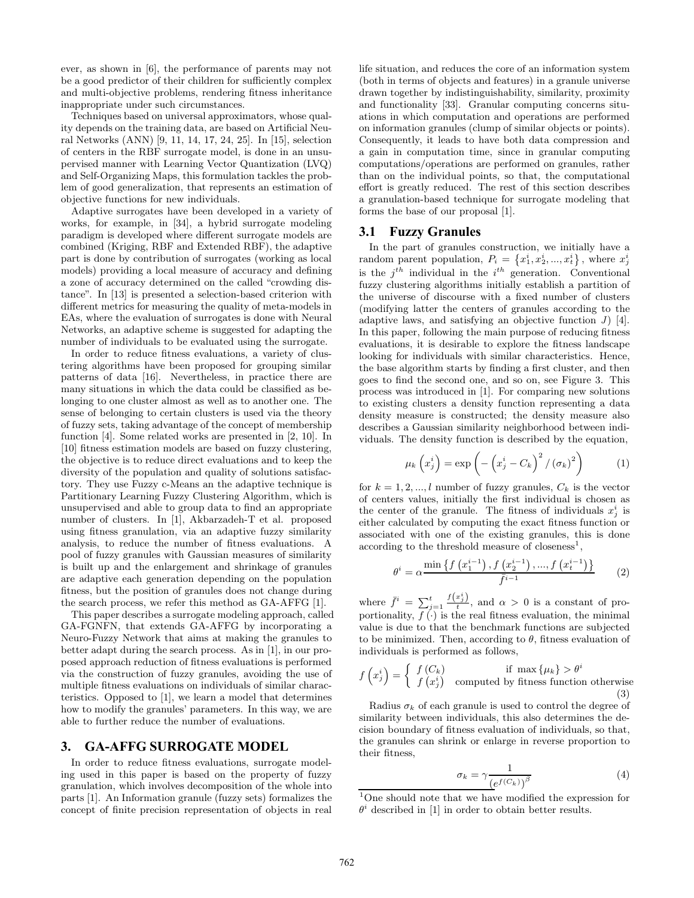ever, as shown in [6], the performance of parents may not be a good predictor of their children for sufficiently complex and multi-objective problems, rendering fitness inheritance inappropriate under such circumstances.

Techniques based on universal approximators, whose quality depends on the training data, are based on Artificial Neural Networks (ANN) [9, 11, 14, 17, 24, 25]. In [15], selection of centers in the RBF surrogate model, is done in an unsupervised manner with Learning Vector Quantization (LVQ) and Self-Organizing Maps, this formulation tackles the problem of good generalization, that represents an estimation of objective functions for new individuals.

Adaptive surrogates have been developed in a variety of works, for example, in [34], a hybrid surrogate modeling paradigm is developed where different surrogate models are combined (Kriging, RBF and Extended RBF), the adaptive part is done by contribution of surrogates (working as local models) providing a local measure of accuracy and defining a zone of accuracy determined on the called "crowding distance". In [13] is presented a selection-based criterion with different metrics for measuring the quality of meta-models in EAs, where the evaluation of surrogates is done with Neural Networks, an adaptive scheme is suggested for adapting the number of individuals to be evaluated using the surrogate.

In order to reduce fitness evaluations, a variety of clustering algorithms have been proposed for grouping similar patterns of data [16]. Nevertheless, in practice there are many situations in which the data could be classified as belonging to one cluster almost as well as to another one. The sense of belonging to certain clusters is used via the theory of fuzzy sets, taking advantage of the concept of membership function [4]. Some related works are presented in [2, 10]. In [10] fitness estimation models are based on fuzzy clustering, the objective is to reduce direct evaluations and to keep the diversity of the population and quality of solutions satisfactory. They use Fuzzy c-Means an the adaptive technique is Partitionary Learning Fuzzy Clustering Algorithm, which is unsupervised and able to group data to find an appropriate number of clusters. In [1], Akbarzadeh-T et al. proposed using fitness granulation, via an adaptive fuzzy similarity analysis, to reduce the number of fitness evaluations. A pool of fuzzy granules with Gaussian measures of similarity is built up and the enlargement and shrinkage of granules are adaptive each generation depending on the population fitness, but the position of granules does not change during the search process, we refer this method as GA-AFFG [1].

This paper describes a surrogate modeling approach, called GA-FGNFN, that extends GA-AFFG by incorporating a Neuro-Fuzzy Network that aims at making the granules to better adapt during the search process. As in [1], in our proposed approach reduction of fitness evaluations is performed via the construction of fuzzy granules, avoiding the use of multiple fitness evaluations on individuals of similar characteristics. Opposed to [1], we learn a model that determines how to modify the granules' parameters. In this way, we are able to further reduce the number of evaluations.

## 3. GA-AFFG SURROGATE MODEL

In order to reduce fitness evaluations, surrogate modeling used in this paper is based on the property of fuzzy granulation, which involves decomposition of the whole into parts [1]. An Information granule (fuzzy sets) formalizes the concept of finite precision representation of objects in real life situation, and reduces the core of an information system (both in terms of objects and features) in a granule universe drawn together by indistinguishability, similarity, proximity and functionality [33]. Granular computing concerns situations in which computation and operations are performed on information granules (clump of similar objects or points). Consequently, it leads to have both data compression and a gain in computation time, since in granular computing computations/operations are performed on granules, rather than on the individual points, so that, the computational effort is greatly reduced. The rest of this section describes a granulation-based technique for surrogate modeling that forms the base of our proposal [1].

### 3.1 Fuzzy Granules

In the part of granules construction, we initially have a random parent population, $P_i = \{x_1^i, x_2^i, ..., x_t^i\}$, where $x_j^i$ is the $j^{th}$ individual in the $i^{th}$ generation. Conventional fuzzy clustering algorithms initially establish a partition of the universe of discourse with a fixed number of clusters (modifying latter the centers of granules according to the adaptive laws, and satisfying an objective function $J$) [4]. In this paper, following the main purpose of reducing fitness evaluations, it is desirable to explore the fitness landscape looking for individuals with similar characteristics. Hence, the base algorithm starts by finding a first cluster, and then goes to find the second one, and so on, see Figure 3. This process was introduced in [1]. For comparing new solutions to existing clusters a density function representing a data density measure is constructed; the density measure also describes a Gaussian similarity neighborhood between individuals. The density function is described by the equation,

$$\mu_k\left(x_j^i\right) = \exp\left(-\left(x_j^i - C_k\right)^2 / \left(\sigma_k\right)^2\right) \tag{1}$$

for $k = 1, 2, ..., l$ number of fuzzy granules, $C_k$ is the vector of centers values, initially the first individual is chosen as the center of the granule. The fitness of individuals $x_j^i$ is either calculated by computing the exact fitness function or associated with one of the existing granules, this is done according to the threshold measure of closeness[1],

$$\theta^i = \alpha \frac{\min\left\{f\left(x_1^{i-1}\right), f\left(x_2^{i-1}\right), ..., f\left(x_t^{i-1}\right)\right\}}{\bar{f}^{i-1}} \tag{2}$$

where $\bar{f}^i = \sum_{j=1}^{t} \frac{f\left(x_j^i\right)}{t}$, and $\alpha > 0$ is a constant of proportionality, $f(\cdot)$ is the real fitness evaluation, the minimal value is due to that the benchmark functions are subjected to be minimized. Then, according to $\theta$, fitness evaluation of individuals is performed as follows,

$$f\left(x_j^i\right) = \begin{cases} f\left(C_k\right) & \text{if } \max\{\mu_k\} > \theta^i \\ f\left(x_j^i\right) & \text{computed by fitness function otherwise} \end{cases} \tag{3}$$

Radius $\sigma_k$ of each granule is used to control the degree of similarity between individuals, this also determines the decision boundary of fitness evaluation of individuals, so that, the granules can shrink or enlarge in reverse proportion to their fitness,

$$\sigma_k = \gamma \frac{1}{\left(e^{f(C_k)}\right)^\beta} \tag{4}$$

[1]One should note that we have modified the expression for $\theta^i$ described in [1] in order to obtain better results.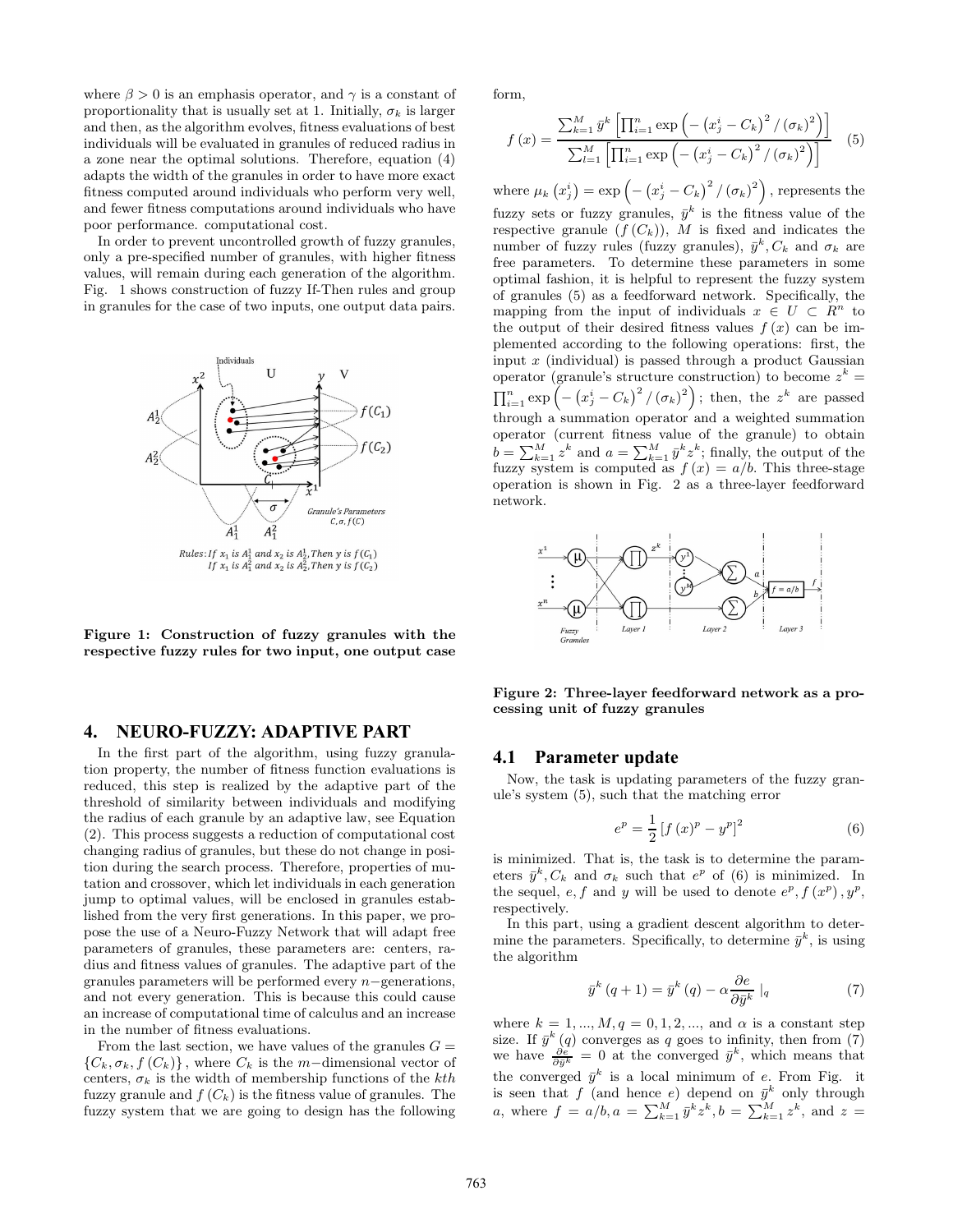where $\beta > 0$ is an emphasis operator, and $\gamma$ is a constant of proportionality that is usually set at 1. Initially, $\sigma_k$ is larger and then, as the algorithm evolves, fitness evaluations of best individuals will be evaluated in granules of reduced radius in a zone near the optimal solutions. Therefore, equation (4) adapts the width of the granules in order to have more exact fitness computed around individuals who perform very well, and fewer fitness computations around individuals who have poor performance. computational cost.

In order to prevent uncontrolled growth of fuzzy granules, only a pre-specified number of granules, with higher fitness values, will remain during each generation of the algorithm. Fig. 1 shows construction of fuzzy If-Then rules and group in granules for the case of two inputs, one output data pairs.

**Figure 1: Construction of fuzzy granules with the respective fuzzy rules for two input, one output case**

## 4. NEURO-FUZZY: ADAPTIVE PART

In the first part of the algorithm, using fuzzy granulation property, the number of fitness function evaluations is reduced, this step is realized by the adaptive part of the threshold of similarity between individuals and modifying the radius of each granule by an adaptive law, see Equation (2). This process suggests a reduction of computational cost changing radius of granules, but these do not change in position during the search process. Therefore, properties of mutation and crossover, which let individuals in each generation jump to optimal values, will be enclosed in granules established from the very first generations. In this paper, we propose the use of a Neuro-Fuzzy Network that will adapt free parameters of granules, these parameters are: centers, radius and fitness values of granules. The adaptive part of the granules parameters will be performed every $n-$generations, and not every generation. This is because this could cause an increase of computational time of calculus and an increase in the number of fitness evaluations.

From the last section, we have values of the granules $G = \{C_k, \sigma_k, f(C_k)\}$, where $C_k$ is the $m-$dimensional vector of centers, $\sigma_k$ is the width of membership functions of the $kth$ fuzzy granule and $f(C_k)$ is the fitness value of granules. The fuzzy system that we are going to design has the following form,

$$f(x) = \frac{\sum_{k=1}^{M} \bar{y}^k \left[\prod_{i=1}^{n} \exp\left(-\left(x_j^i - C_k\right)^2 / (\sigma_k)^2\right)\right]}{\sum_{l=1}^{M} \left[\prod_{i=1}^{n} \exp\left(-\left(x_j^i - C_k\right)^2 / (\sigma_k)^2\right)\right]} \quad (5)$$

where $\mu_k\left(x_j^i\right) = \exp\left(-\left(x_j^i - C_k\right)^2 / (\sigma_k)^2\right)$, represents the fuzzy sets or fuzzy granules, $\bar{y}^k$ is the fitness value of the respective granule $(f(C_k))$, $M$ is fixed and indicates the number of fuzzy rules (fuzzy granules), $\bar{y}^k, C_k$ and $\sigma_k$ are free parameters. To determine these parameters in some optimal fashion, it is helpful to represent the fuzzy system of granules (5) as a feedforward network. Specifically, the mapping from the input of individuals $x \in U \subset R^n$ to the output of their desired fitness values $f(x)$ can be implemented according to the following operations: first, the input $x$ (individual) is passed through a product Gaussian operator (granule's structure construction) to become $z^k = \prod_{i=1}^{n} \exp\left(-\left(x_j^i - C_k\right)^2 / (\sigma_k)^2\right)$; then, the $z^k$ are passed through a summation operator and a weighted summation operator (current fitness value of the granule) to obtain $b = \sum_{k=1}^{M} z^k$ and $a = \sum_{k=1}^{M} \bar{y}^k z^k$; finally, the output of the fuzzy system is computed as $f(x) = a/b$. This three-stage operation is shown in Fig. 2 as a three-layer feedforward network.

**Figure 2: Three-layer feedforward network as a processing unit of fuzzy granules**

### 4.1 Parameter update

Now, the task is updating parameters of the fuzzy granule's system (5), such that the matching error

$$e^p = \frac{1}{2}\left[f(x)^p - y^p\right]^2 \quad (6)$$

is minimized. That is, the task is to determine the parameters $\bar{y}^k, C_k$ and $\sigma_k$ such that $e^p$ of (6) is minimized. In the sequel, $e, f$ and $y$ will be used to denote $e^p, f(x^p), y^p$, respectively.

In this part, using a gradient descent algorithm to determine the parameters. Specifically, to determine $\bar{y}^k$, is using the algorithm

$$\bar{y}^k(q+1) = \bar{y}^k(q) - \alpha \frac{\partial e}{\partial \bar{y}^k}\Big|_q \quad (7)$$

where $k = 1, ..., M, q = 0, 1, 2, ...,$ and $\alpha$ is a constant step size. If $\bar{y}^k(q)$ converges as $q$ goes to infinity, then from (7) we have $\frac{\partial e}{\partial \bar{y}^k} = 0$ at the converged $\bar{y}^k$, which means that the converged $\bar{y}^k$ is a local minimum of $e$. From Fig. it is seen that $f$ (and hence $e$) depend on $\bar{y}^k$ only through $a$, where $f = a/b, a = \sum_{k=1}^{M} \bar{y}^k z^k, b = \sum_{k=1}^{M} z^k$, and $z =$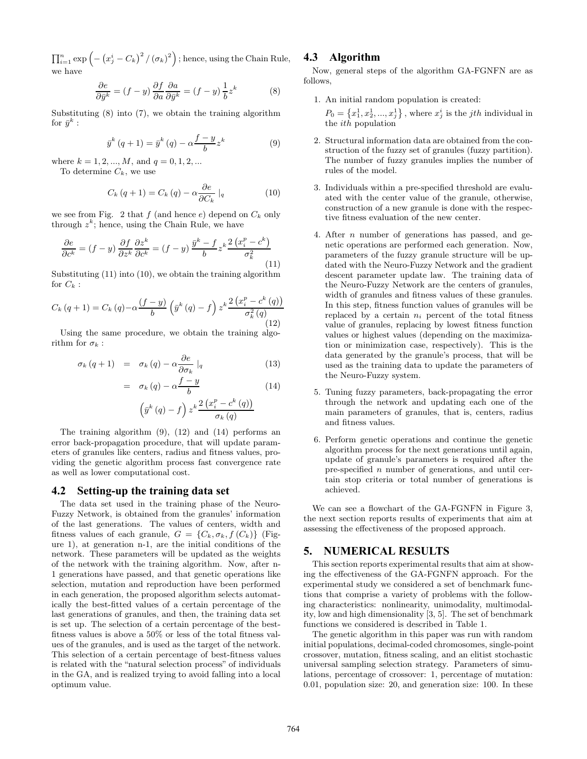$\prod_{i=1}^{n} \exp\left(-\left(x_j^i - C_k\right)^2 / \left(\sigma_k\right)^2\right)$; hence, using the Chain Rule, we have

$$\frac{\partial e}{\partial \bar{y}^k} = (f - y) \frac{\partial f}{\partial a} \frac{\partial a}{\partial \bar{y}^k} = (f - y) \frac{1}{b} z^k \tag{8}$$

Substituting (8) into (7), we obtain the training algorithm for $\bar{y}^k$ :

$$\bar{y}^k (q + 1) = \bar{y}^k (q) - \alpha \frac{f - y}{b} z^k \tag{9}$$

where $k = 1, 2, ..., M$, and $q = 0, 1, 2, ...$

To determine $C_k$, we use

$$C_k (q + 1) = C_k (q) - \alpha \frac{\partial e}{\partial C_k} \mid_q \tag{10}$$

we see from Fig. 2 that $f$ (and hence $e$) depend on $C_k$ only through $z^k$; hence, using the Chain Rule, we have

$$\frac{\partial e}{\partial c^k} = (f - y) \frac{\partial f}{\partial z^k} \frac{\partial z^k}{\partial c^k} = (f - y) \frac{\bar{y}^k - f}{b} z^k \frac{2\left(x_i^p - c^k\right)}{\sigma_k^2} \tag{11}$$

Substituting (11) into (10), we obtain the training algorithm for $C_k$ :

$$C_k (q + 1) = C_k (q) - \alpha \frac{(f - y)}{b} \left(\bar{y}^k (q) - f\right) z^k \frac{2\left(x_i^p - c^k (q)\right)}{\sigma_k^2 (q)} \tag{12}$$

Using the same procedure, we obtain the training algorithm for $\sigma_k$ :

$$\sigma_k (q + 1) = \sigma_k (q) - \alpha \frac{\partial e}{\partial \sigma_k} \mid_q \tag{13}$$

$$= \sigma_k (q) - \alpha \frac{f - y}{b} \left(\bar{y}^k (q) - f\right) z^k \frac{2\left(x_i^p - c^k (q)\right)}{\sigma_k (q)} \tag{14}$$

The training algorithm (9), (12) and (14) performs an error back-propagation procedure, that will update parameters of granules like centers, radius and fitness values, providing the genetic algorithm process fast convergence rate as well as lower computational cost.

### 4.2 Setting-up the training data set

The data set used in the training phase of the Neuro-Fuzzy Network, is obtained from the granules' information of the last generations. The values of centers, width and fitness values of each granule, $G = \{C_k, \sigma_k, f(C_k)\}$ (Figure 1), at generation n-1, are the initial conditions of the network. These parameters will be updated as the weights of the network with the training algorithm. Now, after n-1 generations have passed, and that genetic operations like selection, mutation and reproduction have been performed in each generation, the proposed algorithm selects automatically the best-fitted values of a certain percentage of the last generations of granules, and then, the training data set is set up. The selection of a certain percentage of the best-fitness values is above a 50% or less of the total fitness values of the granules, and is used as the target of the network. This selection of a certain percentage of best-fitness values is related with the "natural selection process" of individuals in the GA, and is realized trying to avoid falling into a local optimum value.

### 4.3 Algorithm

Now, general steps of the algorithm GA-FGNFN are as follows,

1. An initial random population is created:
   $P_0 = \left\{x_1^1, x_2^1, ..., x_j^1\right\}$, where $x_j^i$ is the $jth$ individual in the $ith$ population
2. Structural information data are obtained from the construction of the fuzzy set of granules (fuzzy partition). The number of fuzzy granules implies the number of rules of the model.
3. Individuals within a pre-specified threshold are evaluated with the center value of the granule, otherwise, construction of a new granule is done with the respective fitness evaluation of the new center.
4. After $n$ number of generations has passed, and genetic operations are performed each generation. Now, parameters of the fuzzy granule structure will be updated with the Neuro-Fuzzy Network and the gradient descent parameter update law. The training data of the Neuro-Fuzzy Network are the centers of granules, width of granules and fitness values of these granules. In this step, fitness function values of granules will be replaced by a certain $n_i$ percent of the total fitness value of granules, replacing by lowest fitness function values or highest values (depending on the maximization or minimization case, respectively). This is the data generated by the granule's process, that will be used as the training data to update the parameters of the Neuro-Fuzzy system.
5. Tuning fuzzy parameters, back-propagating the error through the network and updating each one of the main parameters of granules, that is, centers, radius and fitness values.
6. Perform genetic operations and continue the genetic algorithm process for the next generations until again, update of granule's parameters is required after the pre-specified $n$ number of generations, and until certain stop criteria or total number of generations is achieved.

We can see a flowchart of the GA-FGNFN in Figure 3, the next section reports results of experiments that aim at assessing the effectiveness of the proposed approach.

## 5. NUMERICAL RESULTS

This section reports experimental results that aim at showing the effectiveness of the GA-FGNFN approach. For the experimental study we considered a set of benchmark functions that comprise a variety of problems with the following characteristics: nonlinearity, unimodality, multimodality, low and high dimensionality [3, 5]. The set of benchmark functions we considered is described in Table 1.

The genetic algorithm in this paper was run with random initial populations, decimal-coded chromosomes, single-point crossover, mutation, fitness scaling, and an elitist stochastic universal sampling selection strategy. Parameters of simulations, percentage of crossover: 1, percentage of mutation: 0.01, population size: 20, and generation size: 100. In these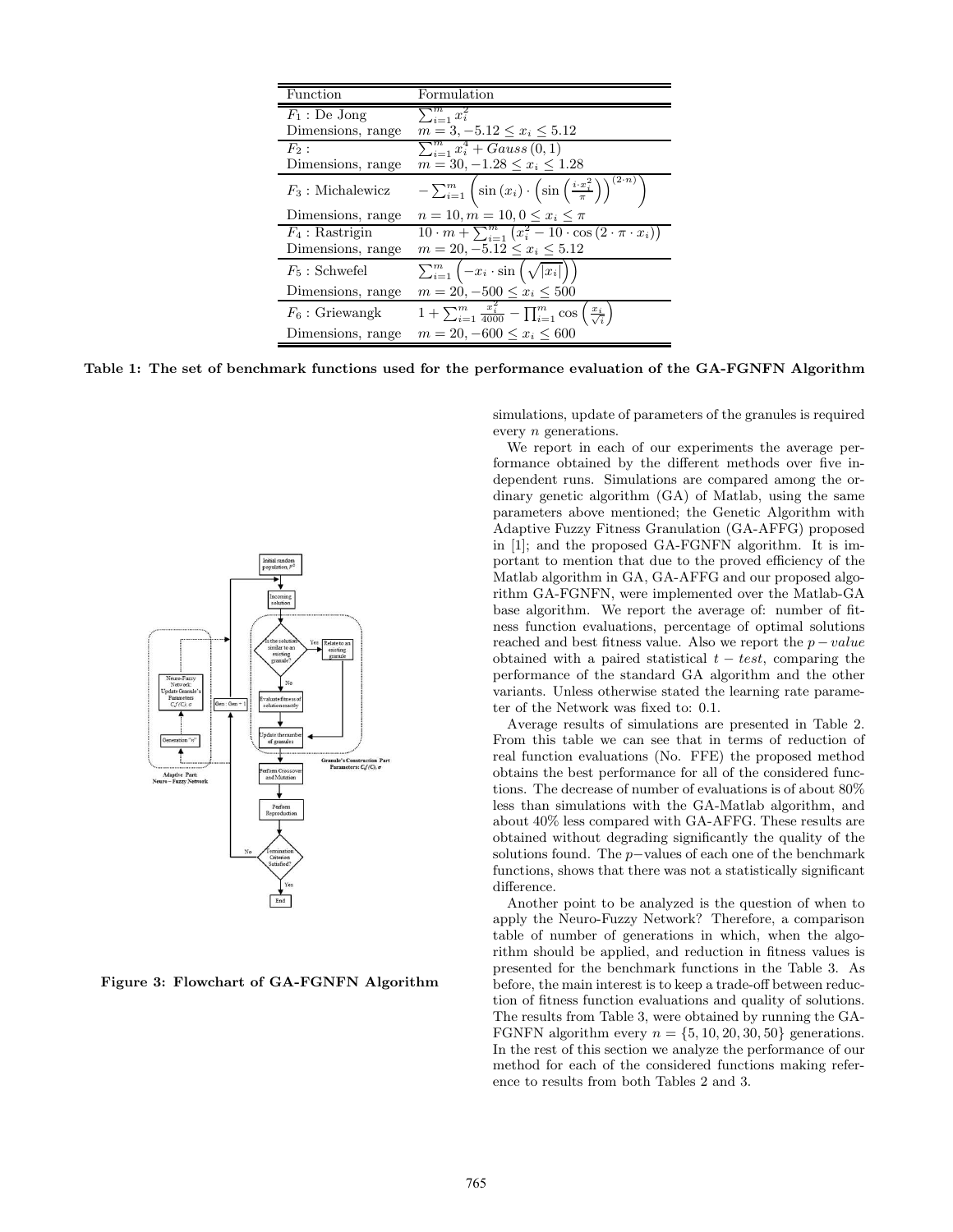| Function | Formulation |
| --- | --- |
| $F_1$ : De Jong | $\sum_{i=1}^{m} x_i^2$ |
| Dimensions, range | $m = 3, -5.12 \leq x_i \leq 5.12$ |
| $F_2$ : | $\sum_{i=1}^{m} x_i^4 + Gauss\,(0,1)$ |
| Dimensions, range | $m = 30, -1.28 \leq x_i \leq 1.28$ |
| $F_3$ : Michalewicz | $-\sum_{i=1}^{m} \left( \sin(x_i) \cdot \left( \sin\left( \frac{i \cdot x_i^2}{\pi} \right) \right)^{(2 \cdot n)} \right)$ |
| Dimensions, range | $n = 10, m = 10, 0 \leq x_i \leq \pi$ |
| $F_4$ : Rastrigin | $10 \cdot m + \sum_{i=1}^{m} \left( x_i^2 - 10 \cdot \cos(2 \cdot \pi \cdot x_i) \right)$ |
| Dimensions, range | $m = 20, -5.12 \leq x_i \leq 5.12$ |
| $F_5$ : Schwefel | $\sum_{i=1}^{m} \left( -x_i \cdot \sin\left( \sqrt{\lvert x_i \rvert} \right) \right)$ |
| Dimensions, range | $m = 20, -500 \leq x_i \leq 500$ |
| $F_6$ : Griewangk | $1 + \sum_{i=1}^{m} \frac{x_i^2}{4000} - \prod_{i=1}^{m} \cos\left( \frac{x_i}{\sqrt{i}} \right)$ |
| Dimensions, range | $m = 20, -600 \leq x_i \leq 600$ |

**Table 1: The set of benchmark functions used for the performance evaluation of the GA-FGNFN Algorithm**

**Figure 3: Flowchart of GA-FGNFN Algorithm**

simulations, update of parameters of the granules is required every $n$ generations.

We report in each of our experiments the average performance obtained by the different methods over five independent runs. Simulations are compared among the ordinary genetic algorithm (GA) of Matlab, using the same parameters above mentioned; the Genetic Algorithm with Adaptive Fuzzy Fitness Granulation (GA-AFFG) proposed in [1]; and the proposed GA-FGNFN algorithm. It is important to mention that due to the proved efficiency of the Matlab algorithm in GA, GA-AFFG and our proposed algorithm GA-FGNFN, were implemented over the Matlab-GA base algorithm. We report the average of: number of fitness function evaluations, percentage of optimal solutions reached and best fitness value. Also we report the $p-value$ obtained with a paired statistical $t-test$, comparing the performance of the standard GA algorithm and the other variants. Unless otherwise stated the learning rate parameter of the Network was fixed to: 0.1.

Average results of simulations are presented in Table 2. From this table we can see that in terms of reduction of real function evaluations (No. FFE) the proposed method obtains the best performance for all of the considered functions. The decrease of number of evaluations is of about 80% less than simulations with the GA-Matlab algorithm, and about 40% less compared with GA-AFFG. These results are obtained without degrading significantly the quality of the solutions found. The $p-$values of each one of the benchmark functions, shows that there was not a statistically significant difference.

Another point to be analyzed is the question of when to apply the Neuro-Fuzzy Network? Therefore, a comparison table of number of generations in which, when the algorithm should be applied, and reduction in fitness values is presented for the benchmark functions in the Table 3. As before, the main interest is to keep a trade-off between reduction of fitness function evaluations and quality of solutions. The results from Table 3, were obtained by running the GA-FGNFN algorithm every $n = \{5, 10, 20, 30, 50\}$ generations. In the rest of this section we analyze the performance of our method for each of the considered functions making reference to results from both Tables 2 and 3.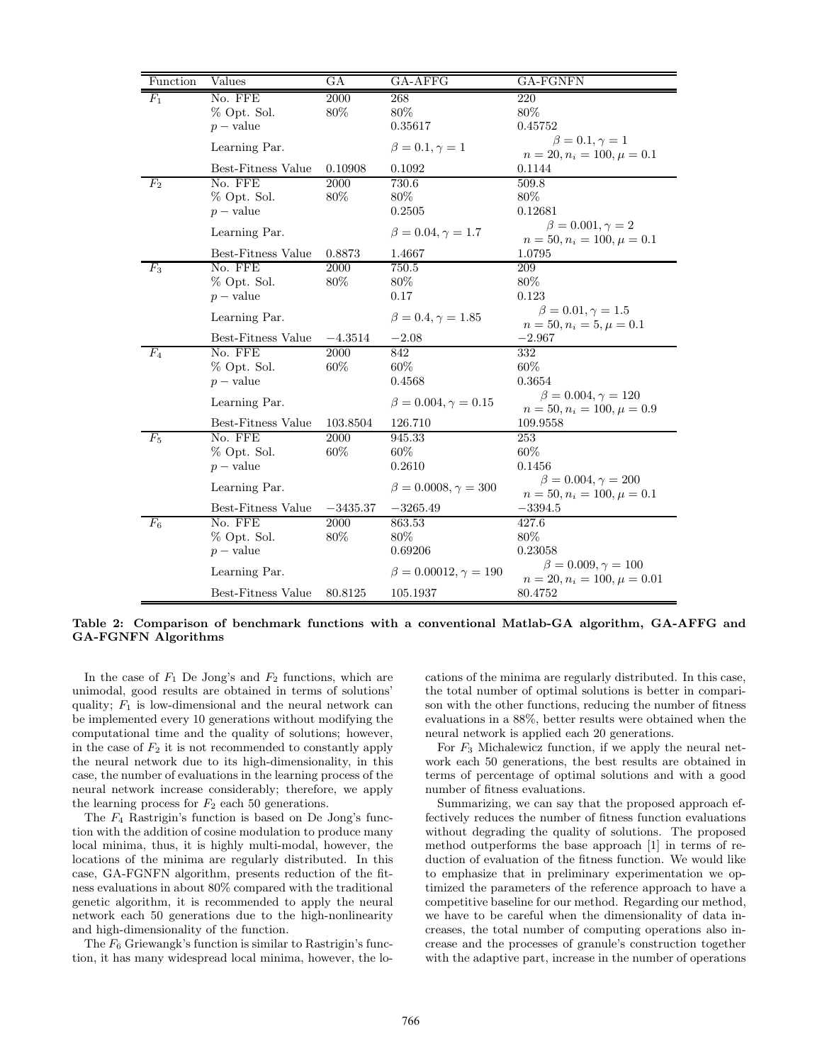| Function | Values | GA | GA-AFFG | GA-FGNFN |
|---|---|---|---|---|
| $F_1$ | No. FFE | 2000 | 268 | 220 |
| | % Opt. Sol. | 80% | 80% | 80% |
| | $p-$value | | 0.35617 | 0.45752 |
| | Learning Par. | | $\beta = 0.1, \gamma = 1$ | $\beta = 0.1, \gamma = 1$ $n = 20, n_i = 100, \mu = 0.1$ |
| | Best-Fitness Value | 0.10908 | 0.1092 | 0.1144 |
| $F_2$ | No. FFE | 2000 | 730.6 | 509.8 |
| | % Opt. Sol. | 80% | 80% | 80% |
| | $p-$value | | 0.2505 | 0.12681 |
| | Learning Par. | | $\beta = 0.04, \gamma = 1.7$ | $\beta = 0.001, \gamma = 2$ $n = 50, n_i = 100, \mu = 0.1$ |
| | Best-Fitness Value | 0.8873 | 1.4667 | 1.0795 |
| $F_3$ | No. FFE | 2000 | 750.5 | 209 |
| | % Opt. Sol. | 80% | 80% | 80% |
| | $p-$value | | 0.17 | 0.123 |
| | Learning Par. | | $\beta = 0.4, \gamma = 1.85$ | $\beta = 0.01, \gamma = 1.5$ $n = 50, n_i = 5, \mu = 0.1$ |
| | Best-Fitness Value | $-4.3514$ | $-2.08$ | $-2.967$ |
| $F_4$ | No. FFE | 2000 | 842 | 332 |
| | % Opt. Sol. | 60% | 60% | 60% |
| | $p-$value | | 0.4568 | 0.3654 |
| | Learning Par. | | $\beta = 0.004, \gamma = 0.15$ | $\beta = 0.004, \gamma = 120$ $n = 50, n_i = 100, \mu = 0.9$ |
| | Best-Fitness Value | 103.8504 | 126.710 | 109.9558 |
| $F_5$ | No. FFE | 2000 | 945.33 | 253 |
| | % Opt. Sol. | 60% | 60% | 60% |
| | $p-$value | | 0.2610 | 0.1456 |
| | Learning Par. | | $\beta = 0.0008, \gamma = 300$ | $\beta = 0.004, \gamma = 200$ $n = 50, n_i = 100, \mu = 0.1$ |
| | Best-Fitness Value | $-3435.37$ | $-3265.49$ | $-3394.5$ |
| $F_6$ | No. FFE | 2000 | 863.53 | 427.6 |
| | % Opt. Sol. | 80% | 80% | 80% |
| | $p-$value | | 0.69206 | 0.23058 |
| | Learning Par. | | $\beta = 0.00012, \gamma = 190$ | $\beta = 0.009, \gamma = 100$ $n = 20, n_i = 100, \mu = 0.01$ |
| | Best-Fitness Value | 80.8125 | 105.1937 | 80.4752 |

**Table 2: Comparison of benchmark functions with a conventional Matlab-GA algorithm, GA-AFFG and GA-FGNFN Algorithms**

In the case of $F_1$ De Jong's and $F_2$ functions, which are unimodal, good results are obtained in terms of solutions' quality; $F_1$ is low-dimensional and the neural network can be implemented every 10 generations without modifying the computational time and the quality of solutions; however, in the case of $F_2$ it is not recommended to constantly apply the neural network due to its high-dimensionality, in this case, the number of evaluations in the learning process of the neural network increase considerably; therefore, we apply the learning process for $F_2$ each 50 generations.

The $F_4$ Rastrigin's function is based on De Jong's function with the addition of cosine modulation to produce many local minima, thus, it is highly multi-modal, however, the locations of the minima are regularly distributed. In this case, GA-FGNFN algorithm, presents reduction of the fitness evaluations in about 80% compared with the traditional genetic algorithm, it is recommended to apply the neural network each 50 generations due to the high-nonlinearity and high-dimensionality of the function.

The $F_6$ Griewangk's function is similar to Rastrigin's function, it has many widespread local minima, however, the locations of the minima are regularly distributed. In this case, the total number of optimal solutions is better in comparison with the other functions, reducing the number of fitness evaluations in a 88%, better results were obtained when the neural network is applied each 20 generations.

For $F_3$ Michalewicz function, if we apply the neural network each 50 generations, the best results are obtained in terms of percentage of optimal solutions and with a good number of fitness evaluations.

Summarizing, we can say that the proposed approach effectively reduces the number of fitness function evaluations without degrading the quality of solutions. The proposed method outperforms the base approach [1] in terms of reduction of evaluation of the fitness function. We would like to emphasize that in preliminary experimentation we optimized the parameters of the reference approach to have a competitive baseline for our method. Regarding our method, we have to be careful when the dimensionality of data increases, the total number of computing operations also increase and the processes of granule's construction together with the adaptive part, increase in the number of operations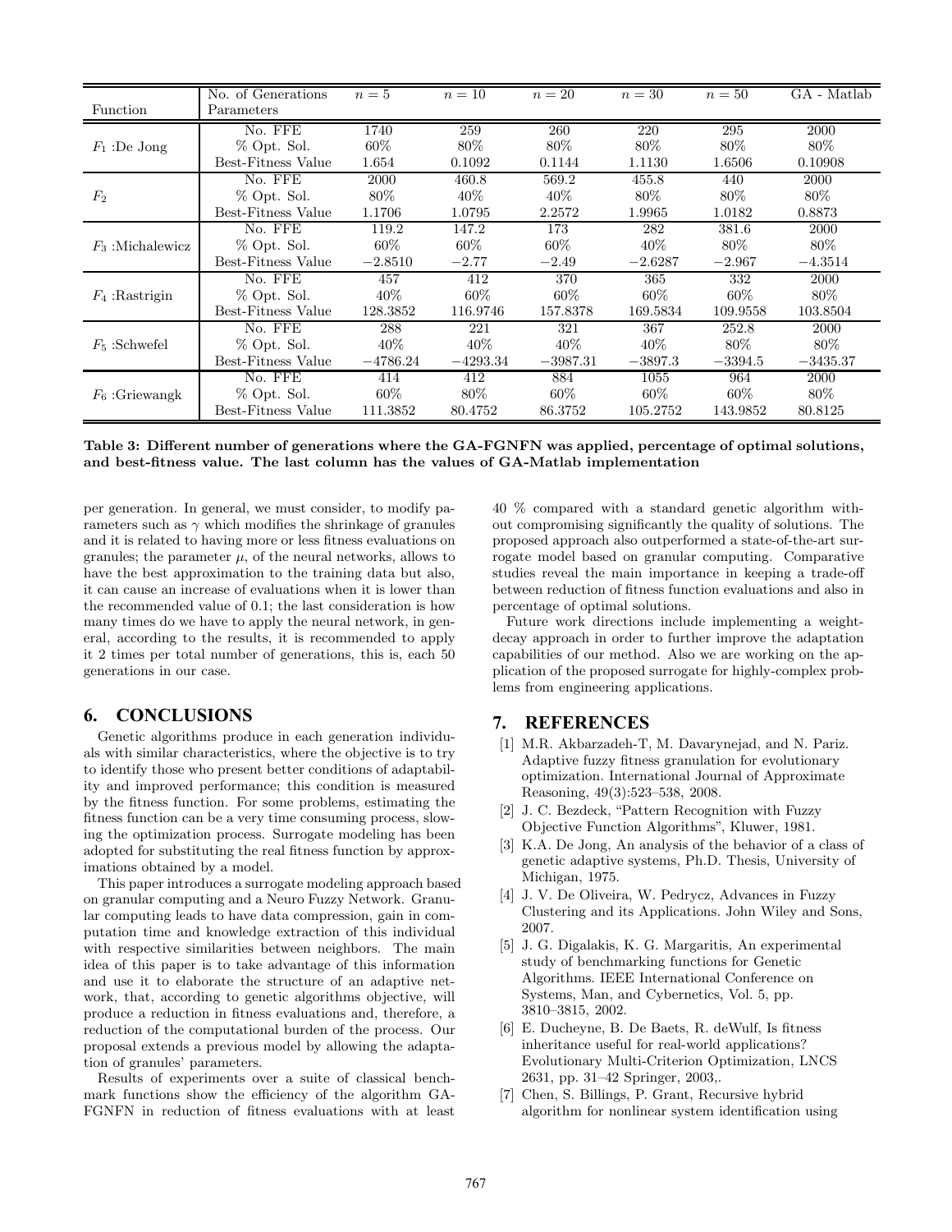| Function | No. of Generations Parameters | $n = 5$ | $n = 10$ | $n = 20$ | $n = 30$ | $n = 50$ | GA - Matlab |
|---|---|---|---|---|---|---|---|
| $F_1$ :De Jong | No. FFE | 1740 | 259 | 260 | 220 | 295 | 2000 |
| | % Opt. Sol. | 60% | 80% | 80% | 80% | 80% | 80% |
| | Best-Fitness Value | 1.654 | 0.1092 | 0.1144 | 1.1130 | 1.6506 | 0.10908 |
| $F_2$ | No. FFE | 2000 | 460.8 | 569.2 | 455.8 | 440 | 2000 |
| | % Opt. Sol. | 80% | 40% | 40% | 80% | 80% | 80% |
| | Best-Fitness Value | 1.1706 | 1.0795 | 2.2572 | 1.9965 | 1.0182 | 0.8873 |
| $F_3$ :Michalewicz | No. FFE | 119.2 | 147.2 | 173 | 282 | 381.6 | 2000 |
| | % Opt. Sol. | 60% | 60% | 60% | 40% | 80% | 80% |
| | Best-Fitness Value | $-2.8510$ | $-2.77$ | $-2.49$ | $-2.6287$ | $-2.967$ | $-4.3514$ |
| $F_4$ :Rastrigin | No. FFE | 457 | 412 | 370 | 365 | 332 | 2000 |
| | % Opt. Sol. | 40% | 60% | 60% | 60% | 60% | 80% |
| | Best-Fitness Value | 128.3852 | 116.9746 | 157.8378 | 169.5834 | 109.9558 | 103.8504 |
| $F_5$ :Schwefel | No. FFE | 288 | 221 | 321 | 367 | 252.8 | 2000 |
| | % Opt. Sol. | 40% | 40% | 40% | 40% | 80% | 80% |
| | Best-Fitness Value | $-4786.24$ | $-4293.34$ | $-3987.31$ | $-3897.3$ | $-3394.5$ | $-3435.37$ |
| $F_6$ :Griewangk | No. FFE | 414 | 412 | 884 | 1055 | 964 | 2000 |
| | % Opt. Sol. | 60% | 80% | 60% | 60% | 60% | 80% |
| | Best-Fitness Value | 111.3852 | 80.4752 | 86.3752 | 105.2752 | 143.9852 | 80.8125 |

**Table 3: Different number of generations where the GA-FGNFN was applied, percentage of optimal solutions, and best-fitness value. The last column has the values of GA-Matlab implementation**

per generation. In general, we must consider, to modify parameters such as $\gamma$ which modifies the shrinkage of granules and it is related to having more or less fitness evaluations on granules; the parameter $\mu$, of the neural networks, allows to have the best approximation to the training data but also, it can cause an increase of evaluations when it is lower than the recommended value of 0.1; the last consideration is how many times do we have to apply the neural network, in general, according to the results, it is recommended to apply it 2 times per total number of generations, this is, each 50 generations in our case.

## 6. CONCLUSIONS

Genetic algorithms produce in each generation individuals with similar characteristics, where the objective is to try to identify those who present better conditions of adaptability and improved performance; this condition is measured by the fitness function. For some problems, estimating the fitness function can be a very time consuming process, slowing the optimization process. Surrogate modeling has been adopted for substituting the real fitness function by approximations obtained by a model.

This paper introduces a surrogate modeling approach based on granular computing and a Neuro Fuzzy Network. Granular computing leads to have data compression, gain in computation time and knowledge extraction of this individual with respective similarities between neighbors. The main idea of this paper is to take advantage of this information and use it to elaborate the structure of an adaptive network, that, according to genetic algorithms objective, will produce a reduction in fitness evaluations and, therefore, a reduction of the computational burden of the process. Our proposal extends a previous model by allowing the adaptation of granules' parameters.

Results of experiments over a suite of classical benchmark functions show the efficiency of the algorithm GA-FGNFN in reduction of fitness evaluations with at least 40 % compared with a standard genetic algorithm without compromising significantly the quality of solutions. The proposed approach also outperformed a state-of-the-art surrogate model based on granular computing. Comparative studies reveal the main importance in keeping a trade-off between reduction of fitness function evaluations and also in percentage of optimal solutions.

Future work directions include implementing a weight-decay approach in order to further improve the adaptation capabilities of our method. Also we are working on the application of the proposed surrogate for highly-complex problems from engineering applications.

## 7. REFERENCES

[1] M.R. Akbarzadeh-T, M. Davarynejad, and N. Pariz. Adaptive fuzzy fitness granulation for evolutionary optimization. International Journal of Approximate Reasoning, 49(3):523–538, 2008.

[2] J. C. Bezdeck, "Pattern Recognition with Fuzzy Objective Function Algorithms", Kluwer, 1981.

[3] K.A. De Jong, An analysis of the behavior of a class of genetic adaptive systems, Ph.D. Thesis, University of Michigan, 1975.

[4] J. V. De Oliveira, W. Pedrycz, Advances in Fuzzy Clustering and its Applications. John Wiley and Sons, 2007.

[5] J. G. Digalakis, K. G. Margaritis, An experimental study of benchmarking functions for Genetic Algorithms. IEEE International Conference on Systems, Man, and Cybernetics, Vol. 5, pp. 3810–3815, 2002.

[6] E. Ducheyne, B. De Baets, R. deWulf, Is fitness inheritance useful for real-world applications? Evolutionary Multi-Criterion Optimization, LNCS 2631, pp. 31–42 Springer, 2003,.

[7] Chen, S. Billings, P. Grant, Recursive hybrid algorithm for nonlinear system identification using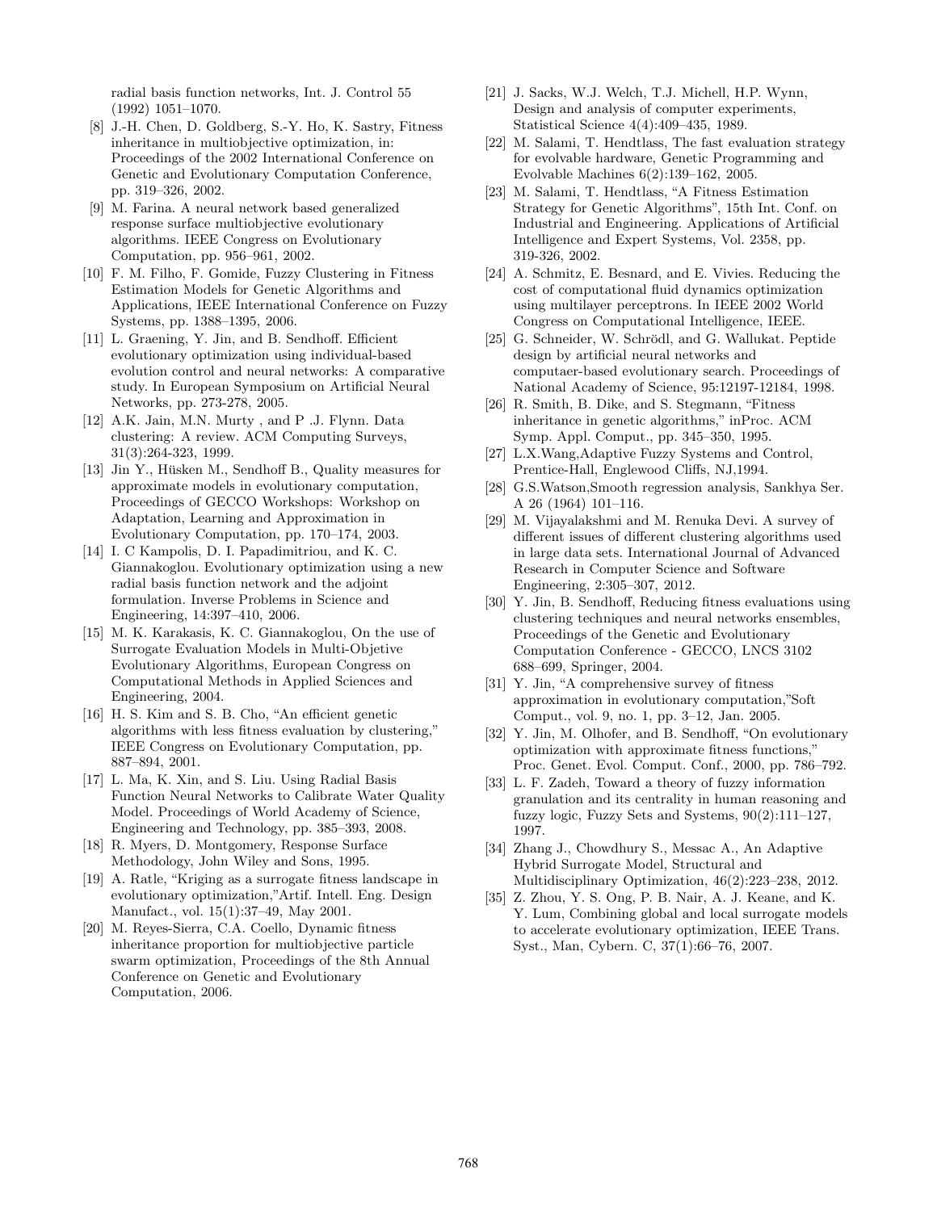radial basis function networks, Int. J. Control 55 (1992) 1051–1070.

[8] J.-H. Chen, D. Goldberg, S.-Y. Ho, K. Sastry, Fitness inheritance in multiobjective optimization, in: Proceedings of the 2002 International Conference on Genetic and Evolutionary Computation Conference, pp. 319–326, 2002.

[9] M. Farina. A neural network based generalized response surface multiobjective evolutionary algorithms. IEEE Congress on Evolutionary Computation, pp. 956–961, 2002.

[10] F. M. Filho, F. Gomide, Fuzzy Clustering in Fitness Estimation Models for Genetic Algorithms and Applications, IEEE International Conference on Fuzzy Systems, pp. 1388–1395, 2006.

[11] L. Graening, Y. Jin, and B. Sendhoff. Efficient evolutionary optimization using individual-based evolution control and neural networks: A comparative study. In European Symposium on Artificial Neural Networks, pp. 273-278, 2005.

[12] A.K. Jain, M.N. Murty , and P .J. Flynn. Data clustering: A review. ACM Computing Surveys, 31(3):264-323, 1999.

[13] Jin Y., Hüsken M., Sendhoff B., Quality measures for approximate models in evolutionary computation, Proceedings of GECCO Workshops: Workshop on Adaptation, Learning and Approximation in Evolutionary Computation, pp. 170–174, 2003.

[14] I. C Kampolis, D. I. Papadimitriou, and K. C. Giannakoglou. Evolutionary optimization using a new radial basis function network and the adjoint formulation. Inverse Problems in Science and Engineering, 14:397–410, 2006.

[15] M. K. Karakasis, K. C. Giannakoglou, On the use of Surrogate Evaluation Models in Multi-Objetive Evolutionary Algorithms, European Congress on Computational Methods in Applied Sciences and Engineering, 2004.

[16] H. S. Kim and S. B. Cho, "An efficient genetic algorithms with less fitness evaluation by clustering," IEEE Congress on Evolutionary Computation, pp. 887–894, 2001.

[17] L. Ma, K. Xin, and S. Liu. Using Radial Basis Function Neural Networks to Calibrate Water Quality Model. Proceedings of World Academy of Science, Engineering and Technology, pp. 385–393, 2008.

[18] R. Myers, D. Montgomery, Response Surface Methodology, John Wiley and Sons, 1995.

[19] A. Ratle, "Kriging as a surrogate fitness landscape in evolutionary optimization,"Artif. Intell. Eng. Design Manufact., vol. 15(1):37–49, May 2001.

[20] M. Reyes-Sierra, C.A. Coello, Dynamic fitness inheritance proportion for multiobjective particle swarm optimization, Proceedings of the 8th Annual Conference on Genetic and Evolutionary Computation, 2006.

[21] J. Sacks, W.J. Welch, T.J. Michell, H.P. Wynn, Design and analysis of computer experiments, Statistical Science 4(4):409–435, 1989.

[22] M. Salami, T. Hendtlass, The fast evaluation strategy for evolvable hardware, Genetic Programming and Evolvable Machines 6(2):139–162, 2005.

[23] M. Salami, T. Hendtlass, "A Fitness Estimation Strategy for Genetic Algorithms", 15th Int. Conf. on Industrial and Engineering. Applications of Artificial Intelligence and Expert Systems, Vol. 2358, pp. 319-326, 2002.

[24] A. Schmitz, E. Besnard, and E. Vivies. Reducing the cost of computational fluid dynamics optimization using multilayer perceptrons. In IEEE 2002 World Congress on Computational Intelligence, IEEE.

[25] G. Schneider, W. Schrödl, and G. Wallukat. Peptide design by artificial neural networks and computaer-based evolutionary search. Proceedings of National Academy of Science, 95:12197-12184, 1998.

[26] R. Smith, B. Dike, and S. Stegmann, "Fitness inheritance in genetic algorithms," inProc. ACM Symp. Appl. Comput., pp. 345–350, 1995.

[27] L.X.Wang,Adaptive Fuzzy Systems and Control, Prentice-Hall, Englewood Cliffs, NJ,1994.

[28] G.S.Watson,Smooth regression analysis, Sankhya Ser. A 26 (1964) 101–116.

[29] M. Vijayalakshmi and M. Renuka Devi. A survey of different issues of different clustering algorithms used in large data sets. International Journal of Advanced Research in Computer Science and Software Engineering, 2:305–307, 2012.

[30] Y. Jin, B. Sendhoff, Reducing fitness evaluations using clustering techniques and neural networks ensembles, Proceedings of the Genetic and Evolutionary Computation Conference - GECCO, LNCS 3102 688–699, Springer, 2004.

[31] Y. Jin, "A comprehensive survey of fitness approximation in evolutionary computation,"Soft Comput., vol. 9, no. 1, pp. 3–12, Jan. 2005.

[32] Y. Jin, M. Olhofer, and B. Sendhoff, "On evolutionary optimization with approximate fitness functions," Proc. Genet. Evol. Comput. Conf., 2000, pp. 786–792.

[33] L. F. Zadeh, Toward a theory of fuzzy information granulation and its centrality in human reasoning and fuzzy logic, Fuzzy Sets and Systems, 90(2):111–127, 1997.

[34] Zhang J., Chowdhury S., Messac A., An Adaptive Hybrid Surrogate Model, Structural and Multidisciplinary Optimization, 46(2):223–238, 2012.

[35] Z. Zhou, Y. S. Ong, P. B. Nair, A. J. Keane, and K. Y. Lum, Combining global and local surrogate models to accelerate evolutionary optimization, IEEE Trans. Syst., Man, Cybern. C, 37(1):66–76, 2007.